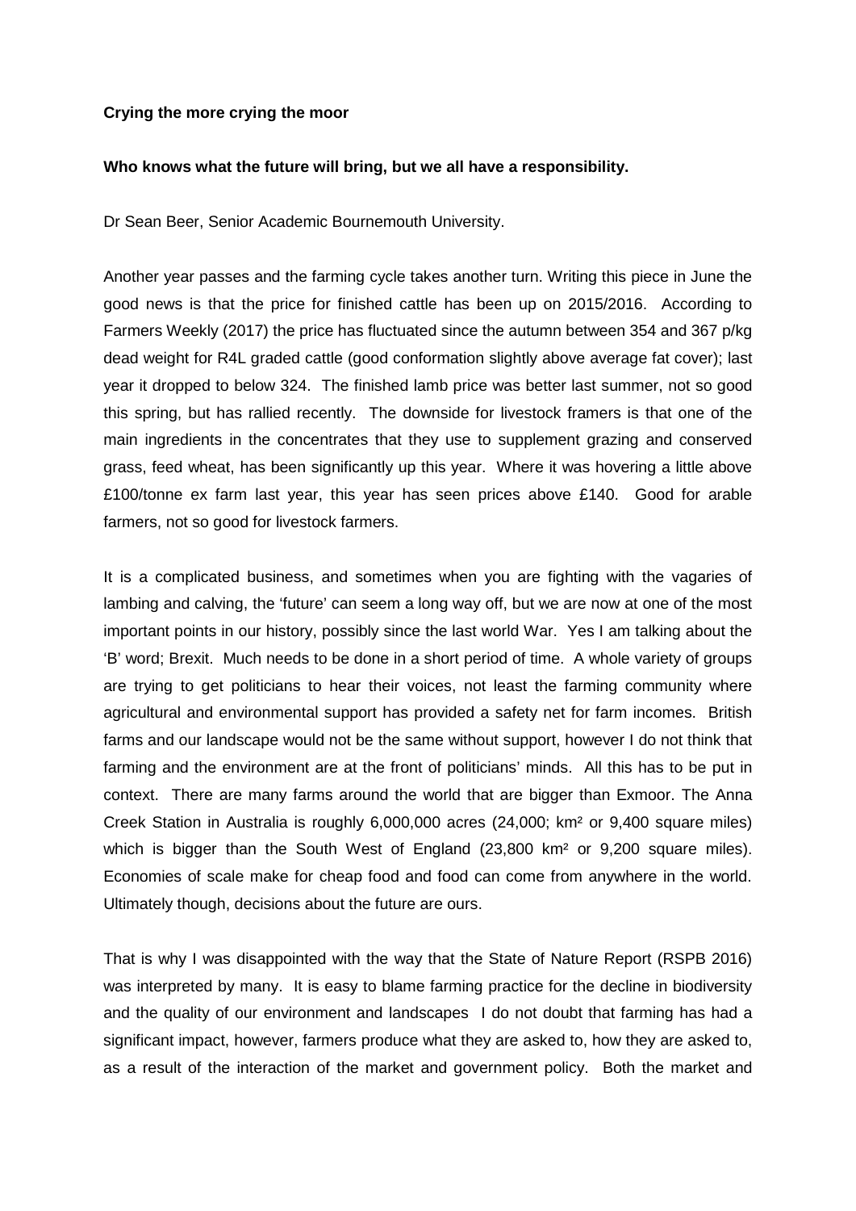**Crying the more crying the moor**

**Who knows what the future will bring, but we all have a responsibility.**

Dr Sean Beer, Senior Academic Bournemouth University.

Another year passes and the farming cycle takes another turn. Writing this piece in June the good news is that the price for finished cattle has been up on 2015/2016. According to Farmers Weekly (2017) the price has fluctuated since the autumn between 354 and 367 p/kg dead weight for R4L graded cattle (good conformation slightly above average fat cover); last year it dropped to below 324. The finished lamb price was better last summer, not so good this spring, but has rallied recently. The downside for livestock framers is that one of the main ingredients in the concentrates that they use to supplement grazing and conserved grass, feed wheat, has been significantly up this year. Where it was hovering a little above £100/tonne ex farm last year, this year has seen prices above £140. Good for arable farmers, not so good for livestock farmers.

It is a complicated business, and sometimes when you are fighting with the vagaries of lambing and calving, the 'future' can seem a long way off, but we are now at one of the most important points in our history, possibly since the last world War. Yes I am talking about the 'B' word; Brexit. Much needs to be done in a short period of time. A whole variety of groups are trying to get politicians to hear their voices, not least the farming community where agricultural and environmental support has provided a safety net for farm incomes. British farms and our landscape would not be the same without support, however I do not think that farming and the environment are at the front of politicians' minds. All this has to be put in context. There are many farms around the world that are bigger than Exmoor. The Anna Creek Station in Australia is roughly 6,000,000 acres (24,000; km² or 9,400 square miles) which is bigger than the South West of England (23,800 km² or 9,200 square miles). Economies of scale make for cheap food and food can come from anywhere in the world. Ultimately though, decisions about the future are ours.

That is why I was disappointed with the way that the State of Nature Report (RSPB 2016) was interpreted by many. It is easy to blame farming practice for the decline in biodiversity and the quality of our environment and landscapes I do not doubt that farming has had a significant impact, however, farmers produce what they are asked to, how they are asked to, as a result of the interaction of the market and government policy. Both the market and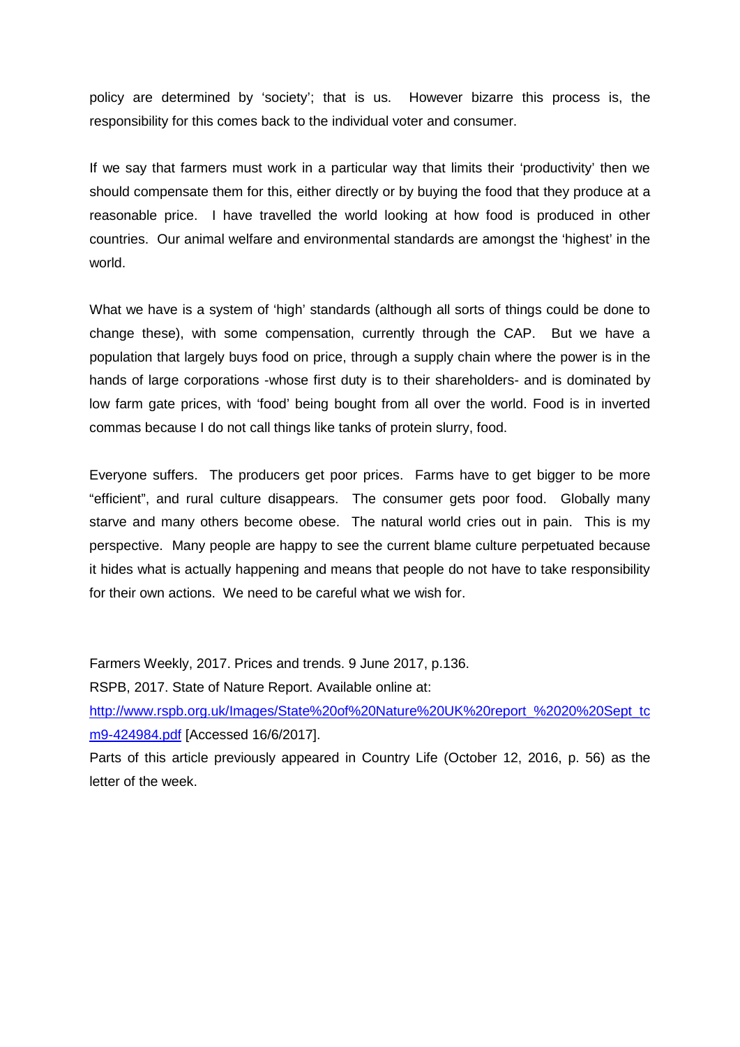policy are determined by 'society'; that is us. However bizarre this process is, the responsibility for this comes back to the individual voter and consumer.

If we say that farmers must work in a particular way that limits their 'productivity' then we should compensate them for this, either directly or by buying the food that they produce at a reasonable price. I have travelled the world looking at how food is produced in other countries. Our animal welfare and environmental standards are amongst the 'highest' in the world.

What we have is a system of 'high' standards (although all sorts of things could be done to change these), with some compensation, currently through the CAP. But we have a population that largely buys food on price, through a supply chain where the power is in the hands of large corporations -whose first duty is to their shareholders- and is dominated by low farm gate prices, with 'food' being bought from all over the world. Food is in inverted commas because I do not call things like tanks of protein slurry, food.

Everyone suffers. The producers get poor prices. Farms have to get bigger to be more "efficient", and rural culture disappears. The consumer gets poor food. Globally many starve and many others become obese. The natural world cries out in pain. This is my perspective. Many people are happy to see the current blame culture perpetuated because it hides what is actually happening and means that people do not have to take responsibility for their own actions. We need to be careful what we wish for.

Farmers Weekly, 2017. Prices and trends. 9 June 2017, p.136.

RSPB, 2017. State of Nature Report. Available online at: http://www.rspb.org.uk/Images/State%20of%20Nature%20UK%20report_%2020%20Sept_tcm9-424984.pdf [Accessed 16/6/2017].

Parts of this article previously appeared in Country Life (October 12, 2016, p. 56) as the letter of the week.